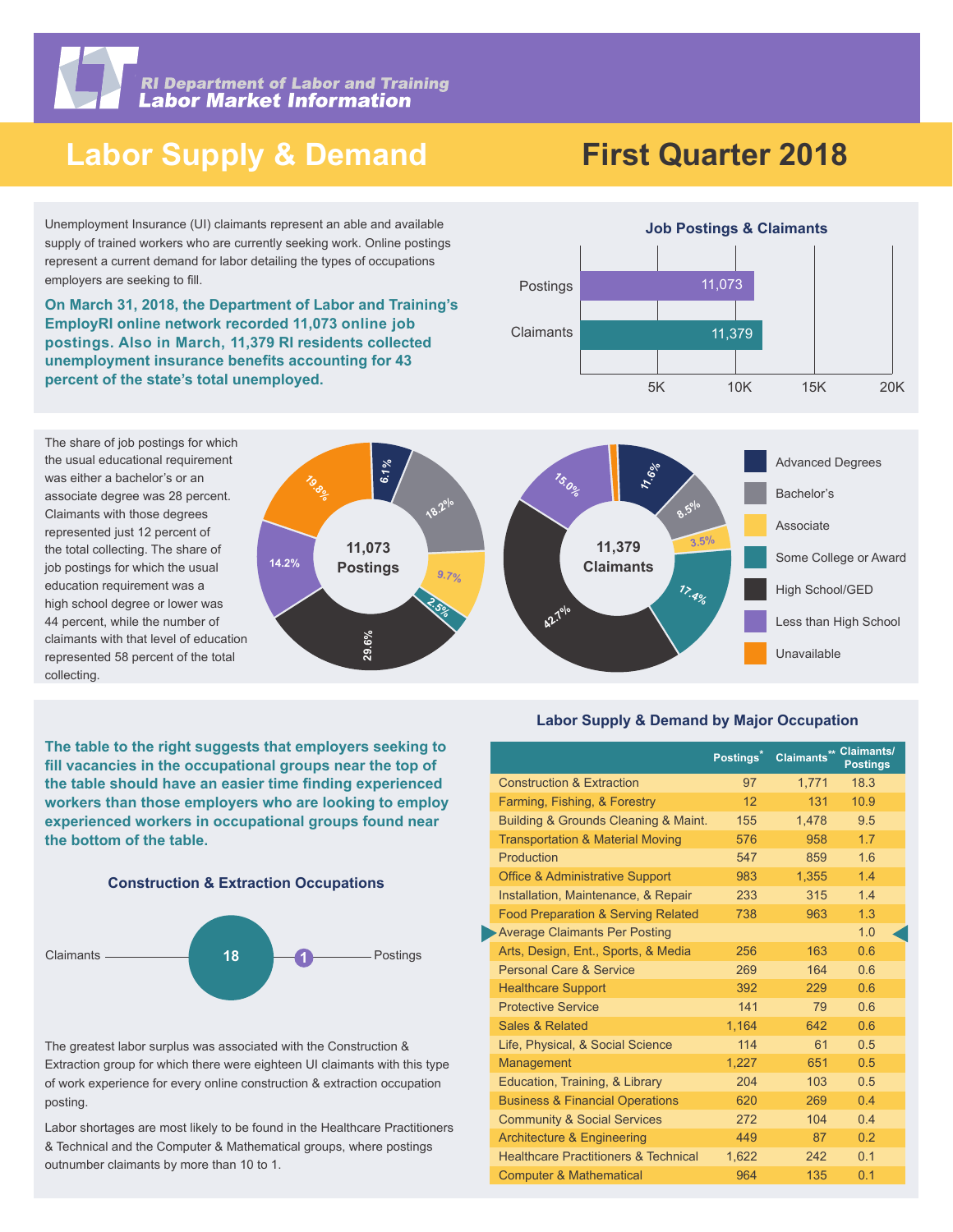RI Department of Labor and Training
Labor Market Information

# Labor Supply & Demand

# First Quarter 2018

Unemployment Insurance (UI) claimants represent an able and available supply of trained workers who are currently seeking work. Online postings represent a current demand for labor detailing the types of occupations employers are seeking to fill.

**On March 31, 2018, the Department of Labor and Training's EmployRI online network recorded 11,073 online job postings. Also in March, 11,379 RI residents collected unemployment insurance benefits accounting for 43 percent of the state's total unemployed.**

### Job Postings & Claimants

| | Count |
|---|---|
| Postings | 11,073 |
| Claimants | 11,379 |

The share of job postings for which the usual educational requirement was either a bachelor's or an associate degree was 28 percent. Claimants with those degrees represented just 12 percent of the total collecting. The share of job postings for which the usual education requirement was a high school degree or lower was 44 percent, while the number of claimants with that level of education represented 58 percent of the total collecting.

| Education | 11,073 Postings | 11,379 Claimants |
|---|---|---|
| Advanced Degrees | 6.1% | 11.6% |
| Bachelor's | 18.2% | 8.5% |
| Associate | 9.7% | 3.5% |
| Some College or Award | 2.5% | 17.4% |
| High School/GED | 29.6% | 42.7% |
| Less than High School | 14.2% | 15.0% |
| Unavailable | 19.8% | |

**The table to the right suggests that employers seeking to fill vacancies in the occupational groups near the top of the table should have an easier time finding experienced workers than those employers who are looking to employ experienced workers in occupational groups found near the bottom of the table.**

### Construction & Extraction Occupations

Claimants: 18 — Postings: 1

The greatest labor surplus was associated with the Construction & Extraction group for which there were eighteen UI claimants with this type of work experience for every online construction & extraction occupation posting.

Labor shortages are most likely to be found in the Healthcare Practitioners & Technical and the Computer & Mathematical groups, where postings outnumber claimants by more than 10 to 1.

### Labor Supply & Demand by Major Occupation

| | Postings* | Claimants** | Claimants/ Postings |
|---|---|---|---|
| Construction & Extraction | 97 | 1,771 | 18.3 |
| Farming, Fishing, & Forestry | 12 | 131 | 10.9 |
| Building & Grounds Cleaning & Maint. | 155 | 1,478 | 9.5 |
| Transportation & Material Moving | 576 | 958 | 1.7 |
| Production | 547 | 859 | 1.6 |
| Office & Administrative Support | 983 | 1,355 | 1.4 |
| Installation, Maintenance, & Repair | 233 | 315 | 1.4 |
| Food Preparation & Serving Related | 738 | 963 | 1.3 |
| Average Claimants Per Posting | | | 1.0 |
| Arts, Design, Ent., Sports, & Media | 256 | 163 | 0.6 |
| Personal Care & Service | 269 | 164 | 0.6 |
| Healthcare Support | 392 | 229 | 0.6 |
| Protective Service | 141 | 79 | 0.6 |
| Sales & Related | 1,164 | 642 | 0.6 |
| Life, Physical, & Social Science | 114 | 61 | 0.5 |
| Management | 1,227 | 651 | 0.5 |
| Education, Training, & Library | 204 | 103 | 0.5 |
| Business & Financial Operations | 620 | 269 | 0.4 |
| Community & Social Services | 272 | 104 | 0.4 |
| Architecture & Engineering | 449 | 87 | 0.2 |
| Healthcare Practitioners & Technical | 1,622 | 242 | 0.1 |
| Computer & Mathematical | 964 | 135 | 0.1 |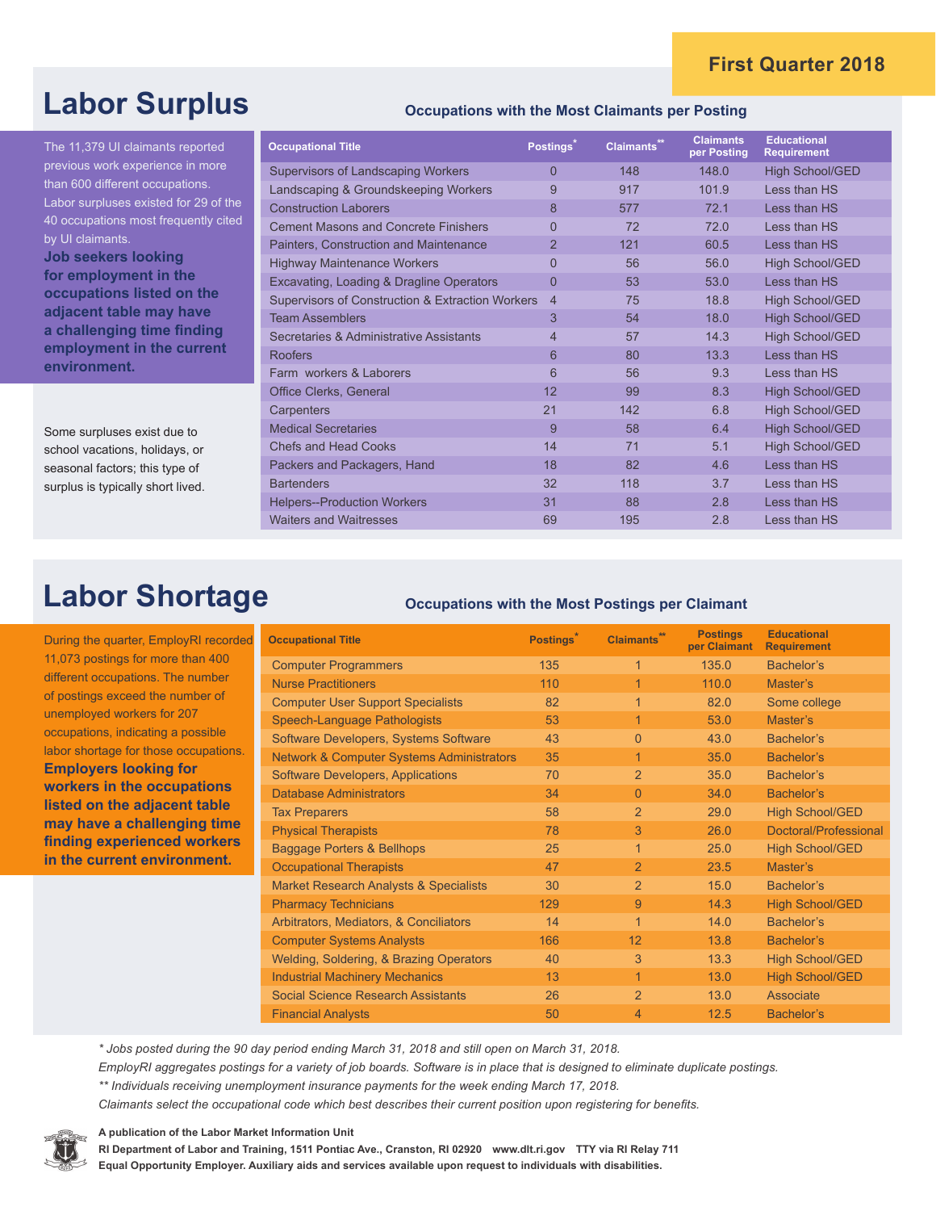First Quarter 2018

# Labor Surplus

The 11,379 UI claimants reported previous work experience in more than 600 different occupations. Labor surpluses existed for 29 of the 40 occupations most frequently cited by UI claimants.

**Job seekers looking for employment in the occupations listed on the adjacent table may have a challenging time finding employment in the current environment.**

Some surpluses exist due to school vacations, holidays, or seasonal factors; this type of surplus is typically short lived.

## Occupations with the Most Claimants per Posting

| Occupational Title | Postings* | Claimants** | Claimants per Posting | Educational Requirement |
|---|---|---|---|---|
| Supervisors of Landscaping Workers | 0 | 148 | 148.0 | High School/GED |
| Landscaping & Groundskeeping Workers | 9 | 917 | 101.9 | Less than HS |
| Construction Laborers | 8 | 577 | 72.1 | Less than HS |
| Cement Masons and Concrete Finishers | 0 | 72 | 72.0 | Less than HS |
| Painters, Construction and Maintenance | 2 | 121 | 60.5 | Less than HS |
| Highway Maintenance Workers | 0 | 56 | 56.0 | High School/GED |
| Excavating, Loading & Dragline Operators | 0 | 53 | 53.0 | Less than HS |
| Supervisors of Construction & Extraction Workers | 4 | 75 | 18.8 | High School/GED |
| Team Assemblers | 3 | 54 | 18.0 | High School/GED |
| Secretaries & Administrative Assistants | 4 | 57 | 14.3 | High School/GED |
| Roofers | 6 | 80 | 13.3 | Less than HS |
| Farm workers & Laborers | 6 | 56 | 9.3 | Less than HS |
| Office Clerks, General | 12 | 99 | 8.3 | High School/GED |
| Carpenters | 21 | 142 | 6.8 | High School/GED |
| Medical Secretaries | 9 | 58 | 6.4 | High School/GED |
| Chefs and Head Cooks | 14 | 71 | 5.1 | High School/GED |
| Packers and Packagers, Hand | 18 | 82 | 4.6 | Less than HS |
| Bartenders | 32 | 118 | 3.7 | Less than HS |
| Helpers--Production Workers | 31 | 88 | 2.8 | Less than HS |
| Waiters and Waitresses | 69 | 195 | 2.8 | Less than HS |

# Labor Shortage

During the quarter, EmployRI recorded 11,073 postings for more than 400 different occupations. The number of postings exceed the number of unemployed workers for 207 occupations, indicating a possible labor shortage for those occupations.

**Employers looking for workers in the occupations listed on the adjacent table may have a challenging time finding experienced workers in the current environment.**

## Occupations with the Most Postings per Claimant

| Occupational Title | Postings* | Claimants** | Postings per Claimant | Educational Requirement |
|---|---|---|---|---|
| Computer Programmers | 135 | 1 | 135.0 | Bachelor's |
| Nurse Practitioners | 110 | 1 | 110.0 | Master's |
| Computer User Support Specialists | 82 | 1 | 82.0 | Some college |
| Speech-Language Pathologists | 53 | 1 | 53.0 | Master's |
| Software Developers, Systems Software | 43 | 0 | 43.0 | Bachelor's |
| Network & Computer Systems Administrators | 35 | 1 | 35.0 | Bachelor's |
| Software Developers, Applications | 70 | 2 | 35.0 | Bachelor's |
| Database Administrators | 34 | 0 | 34.0 | Bachelor's |
| Tax Preparers | 58 | 2 | 29.0 | High School/GED |
| Physical Therapists | 78 | 3 | 26.0 | Doctoral/Professional |
| Baggage Porters & Bellhops | 25 | 1 | 25.0 | High School/GED |
| Occupational Therapists | 47 | 2 | 23.5 | Master's |
| Market Research Analysts & Specialists | 30 | 2 | 15.0 | Bachelor's |
| Pharmacy Technicians | 129 | 9 | 14.3 | High School/GED |
| Arbitrators, Mediators, & Conciliators | 14 | 1 | 14.0 | Bachelor's |
| Computer Systems Analysts | 166 | 12 | 13.8 | Bachelor's |
| Welding, Soldering, & Brazing Operators | 40 | 3 | 13.3 | High School/GED |
| Industrial Machinery Mechanics | 13 | 1 | 13.0 | High School/GED |
| Social Science Research Assistants | 26 | 2 | 13.0 | Associate |
| Financial Analysts | 50 | 4 | 12.5 | Bachelor's |

*\* Jobs posted during the 90 day period ending March 31, 2018 and still open on March 31, 2018.*
*EmployRI aggregates postings for a variety of job boards. Software is in place that is designed to eliminate duplicate postings.*
*\*\* Individuals receiving unemployment insurance payments for the week ending March 17, 2018.*
*Claimants select the occupational code which best describes their current position upon registering for benefits.*

**A publication of the Labor Market Information Unit**
**RI Department of Labor and Training, 1511 Pontiac Ave., Cranston, RI 02920 www.dlt.ri.gov TTY via RI Relay 711**
**Equal Opportunity Employer. Auxiliary aids and services available upon request to individuals with disabilities.**